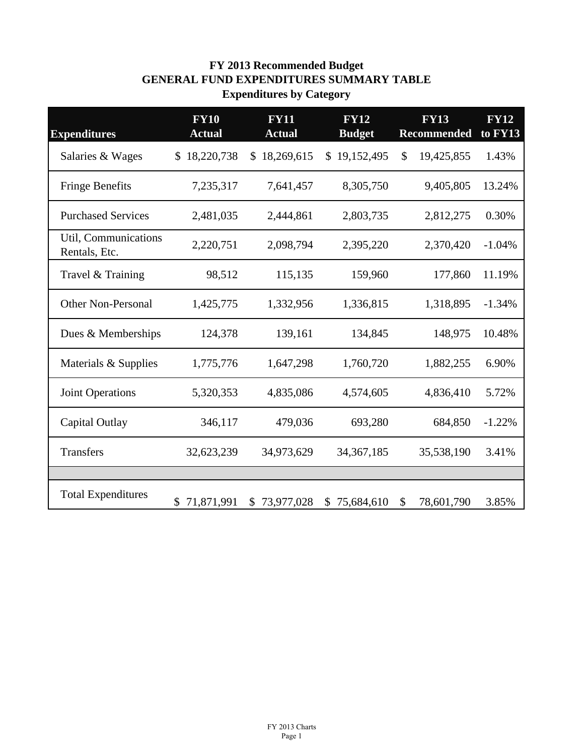# FY 2013 Recommended Budget
## GENERAL FUND EXPENDITURES SUMMARY TABLE
### Expenditures by Category

| Expenditures | FY10 Actual | FY11 Actual | FY12 Budget | FY13 Recommended | FY12 to FY13 |
|---|---|---|---|---|---|
| Salaries & Wages | $ 18,220,738 | $ 18,269,615 | $ 19,152,495 | $ 19,425,855 | 1.43% |
| Fringe Benefits | 7,235,317 | 7,641,457 | 8,305,750 | 9,405,805 | 13.24% |
| Purchased Services | 2,481,035 | 2,444,861 | 2,803,735 | 2,812,275 | 0.30% |
| Util, Communications Rentals, Etc. | 2,220,751 | 2,098,794 | 2,395,220 | 2,370,420 | -1.04% |
| Travel & Training | 98,512 | 115,135 | 159,960 | 177,860 | 11.19% |
| Other Non-Personal | 1,425,775 | 1,332,956 | 1,336,815 | 1,318,895 | -1.34% |
| Dues & Memberships | 124,378 | 139,161 | 134,845 | 148,975 | 10.48% |
| Materials & Supplies | 1,775,776 | 1,647,298 | 1,760,720 | 1,882,255 | 6.90% |
| Joint Operations | 5,320,353 | 4,835,086 | 4,574,605 | 4,836,410 | 5.72% |
| Capital Outlay | 346,117 | 479,036 | 693,280 | 684,850 | -1.22% |
| Transfers | 32,623,239 | 34,973,629 | 34,367,185 | 35,538,190 | 3.41% |
| | | | | | |
| Total Expenditures | $ 71,871,991 | $ 73,977,028 | $ 75,684,610 | $ 78,601,790 | 3.85% |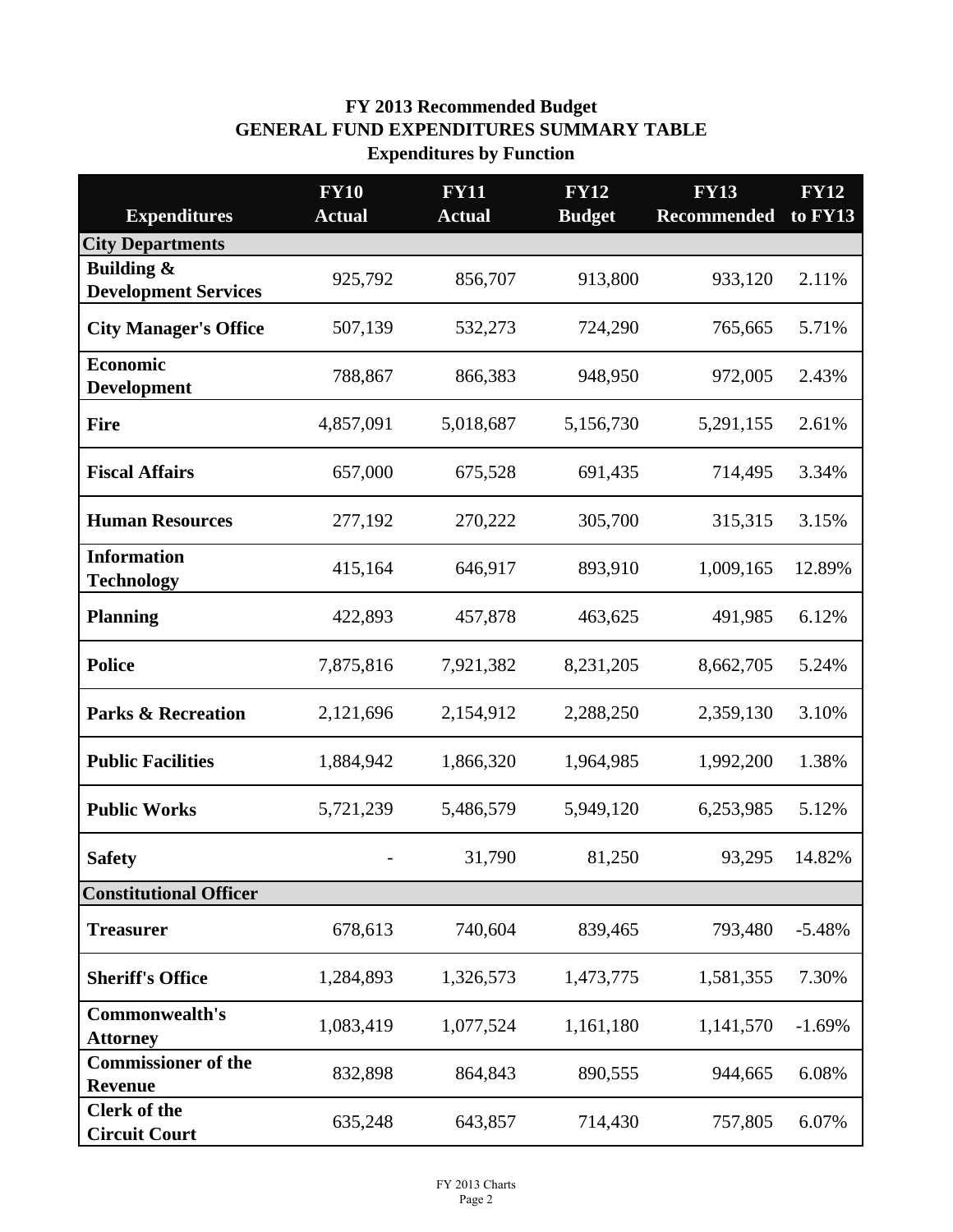**FY 2013 Recommended Budget**
**GENERAL FUND EXPENDITURES SUMMARY TABLE**
**Expenditures by Function**

| Expenditures | FY10 Actual | FY11 Actual | FY12 Budget | FY13 Recommended | FY12 to FY13 |
|---|---|---|---|---|---|
| **City Departments** | | | | | |
| **Building & Development Services** | 925,792 | 856,707 | 913,800 | 933,120 | 2.11% |
| **City Manager's Office** | 507,139 | 532,273 | 724,290 | 765,665 | 5.71% |
| **Economic Development** | 788,867 | 866,383 | 948,950 | 972,005 | 2.43% |
| **Fire** | 4,857,091 | 5,018,687 | 5,156,730 | 5,291,155 | 2.61% |
| **Fiscal Affairs** | 657,000 | 675,528 | 691,435 | 714,495 | 3.34% |
| **Human Resources** | 277,192 | 270,222 | 305,700 | 315,315 | 3.15% |
| **Information Technology** | 415,164 | 646,917 | 893,910 | 1,009,165 | 12.89% |
| **Planning** | 422,893 | 457,878 | 463,625 | 491,985 | 6.12% |
| **Police** | 7,875,816 | 7,921,382 | 8,231,205 | 8,662,705 | 5.24% |
| **Parks & Recreation** | 2,121,696 | 2,154,912 | 2,288,250 | 2,359,130 | 3.10% |
| **Public Facilities** | 1,884,942 | 1,866,320 | 1,964,985 | 1,992,200 | 1.38% |
| **Public Works** | 5,721,239 | 5,486,579 | 5,949,120 | 6,253,985 | 5.12% |
| **Safety** | - | 31,790 | 81,250 | 93,295 | 14.82% |
| **Constitutional Officer** | | | | | |
| **Treasurer** | 678,613 | 740,604 | 839,465 | 793,480 | -5.48% |
| **Sheriff's Office** | 1,284,893 | 1,326,573 | 1,473,775 | 1,581,355 | 7.30% |
| **Commonwealth's Attorney** | 1,083,419 | 1,077,524 | 1,161,180 | 1,141,570 | -1.69% |
| **Commissioner of the Revenue** | 832,898 | 864,843 | 890,555 | 944,665 | 6.08% |
| **Clerk of the Circuit Court** | 635,248 | 643,857 | 714,430 | 757,805 | 6.07% |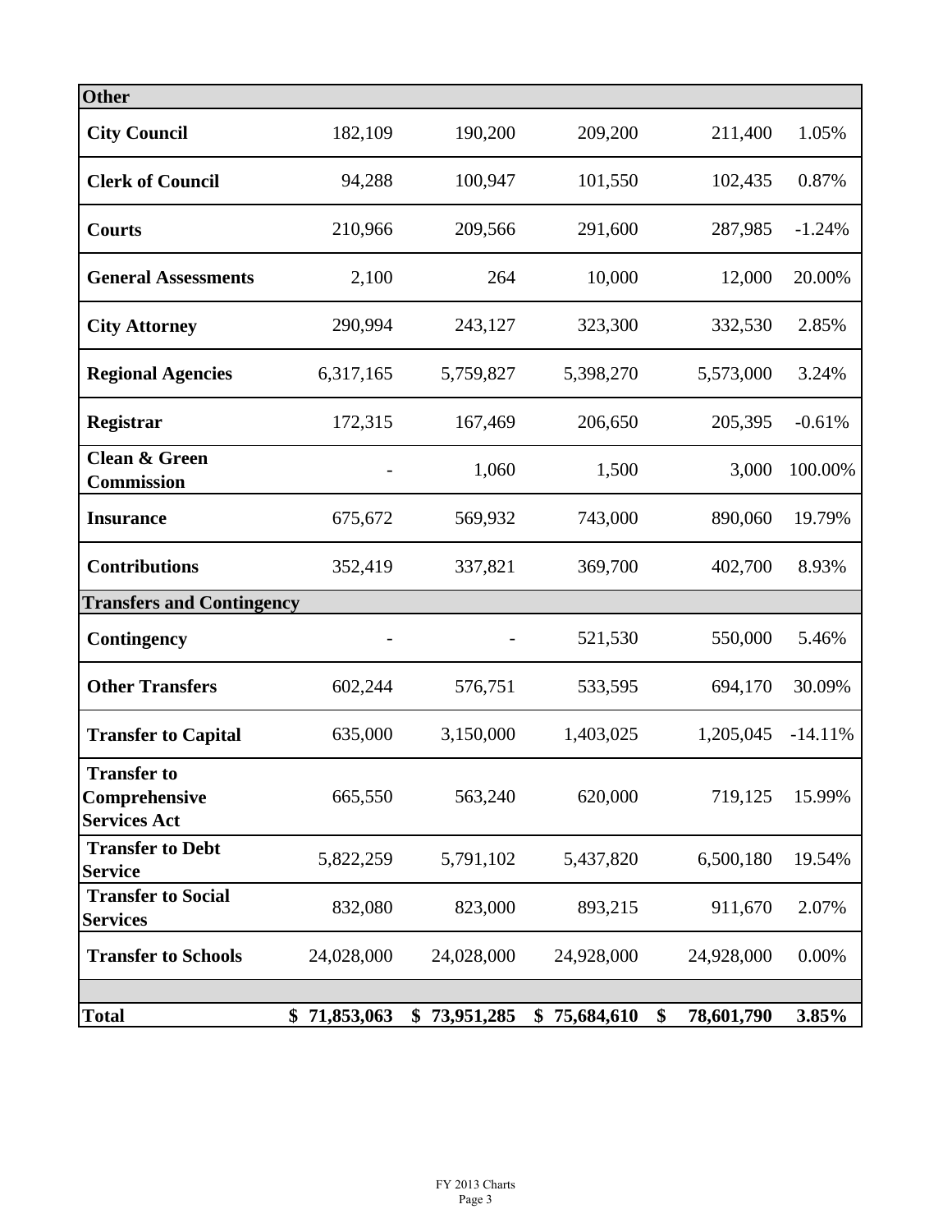| Other | | | | | |
|---|---|---|---|---|---|
| **City Council** | 182,109 | 190,200 | 209,200 | 211,400 | 1.05% |
| **Clerk of Council** | 94,288 | 100,947 | 101,550 | 102,435 | 0.87% |
| **Courts** | 210,966 | 209,566 | 291,600 | 287,985 | -1.24% |
| **General Assessments** | 2,100 | 264 | 10,000 | 12,000 | 20.00% |
| **City Attorney** | 290,994 | 243,127 | 323,300 | 332,530 | 2.85% |
| **Regional Agencies** | 6,317,165 | 5,759,827 | 5,398,270 | 5,573,000 | 3.24% |
| **Registrar** | 172,315 | 167,469 | 206,650 | 205,395 | -0.61% |
| **Clean & Green Commission** | - | 1,060 | 1,500 | 3,000 | 100.00% |
| **Insurance** | 675,672 | 569,932 | 743,000 | 890,060 | 19.79% |
| **Contributions** | 352,419 | 337,821 | 369,700 | 402,700 | 8.93% |
| **Transfers and Contingency** | | | | | |
| **Contingency** | - | - | 521,530 | 550,000 | 5.46% |
| **Other Transfers** | 602,244 | 576,751 | 533,595 | 694,170 | 30.09% |
| **Transfer to Capital** | 635,000 | 3,150,000 | 1,403,025 | 1,205,045 | -14.11% |
| **Transfer to Comprehensive Services Act** | 665,550 | 563,240 | 620,000 | 719,125 | 15.99% |
| **Transfer to Debt Service** | 5,822,259 | 5,791,102 | 5,437,820 | 6,500,180 | 19.54% |
| **Transfer to Social Services** | 832,080 | 823,000 | 893,215 | 911,670 | 2.07% |
| **Transfer to Schools** | 24,028,000 | 24,028,000 | 24,928,000 | 24,928,000 | 0.00% |
| | | | | | |
| **Total** | **$ 71,853,063** | **$ 73,951,285** | **$ 75,684,610** | **$ 78,601,790** | **3.85%** |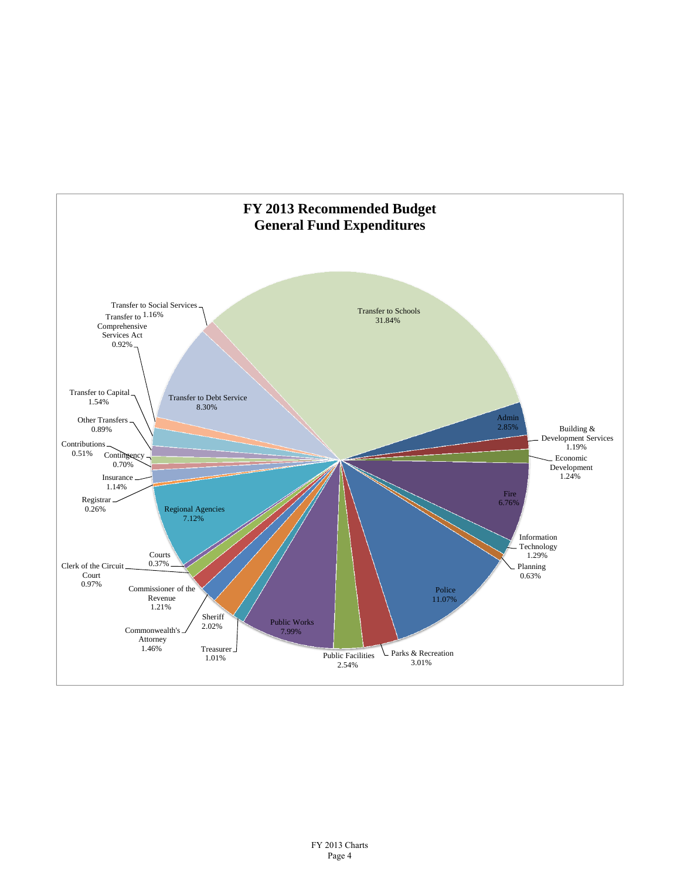# FY 2013 Recommended Budget
## General Fund Expenditures

| Category | Percentage |
|---|---|
| Transfer to Schools | 31.84% |
| Admin | 2.85% |
| Building & Development Services | 1.19% |
| Economic Development | 1.24% |
| Fire | 6.76% |
| Information Technology | 1.29% |
| Planning | 0.63% |
| Police | 11.07% |
| Parks & Recreation | 3.01% |
| Public Facilities | 2.54% |
| Public Works | 7.99% |
| Treasurer | 1.01% |
| Sheriff | 2.02% |
| Commonwealth's Attorney | 1.46% |
| Commissioner of the Revenue | 1.21% |
| Clerk of the Circuit Court | 0.97% |
| Courts | 0.37% |
| Regional Agencies | 7.12% |
| Registrar | 0.26% |
| Insurance | 1.14% |
| Contingency | 0.70% |
| Contributions | 0.51% |
| Other Transfers | 0.89% |
| Transfer to Capital | 1.54% |
| Transfer to Comprehensive Services Act | 0.92% |
| Transfer to Debt Service | 8.30% |
| Transfer to Social Services | 1.16% |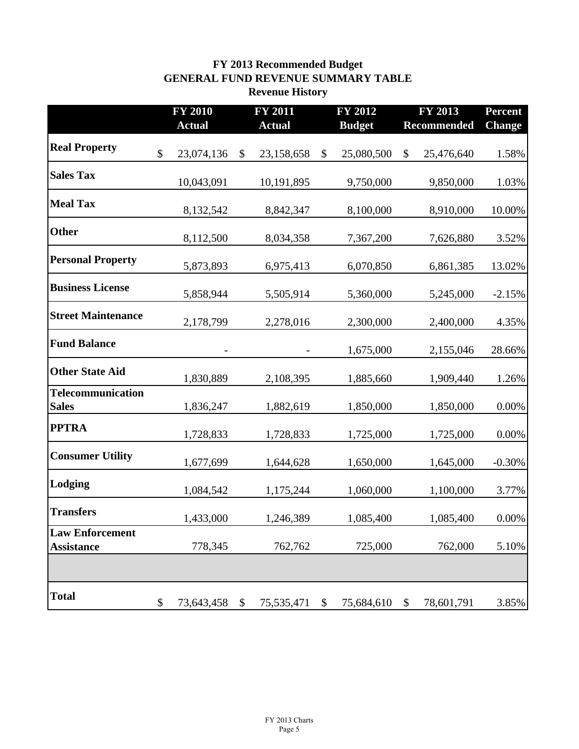# FY 2013 Recommended Budget
## GENERAL FUND REVENUE SUMMARY TABLE
### Revenue History

| | FY 2010 Actual | FY 2011 Actual | FY 2012 Budget | FY 2013 Recommended | Percent Change |
|---|---|---|---|---|---|
| **Real Property** | $ 23,074,136 | $ 23,158,658 | $ 25,080,500 | $ 25,476,640 | 1.58% |
| **Sales Tax** | 10,043,091 | 10,191,895 | 9,750,000 | 9,850,000 | 1.03% |
| **Meal Tax** | 8,132,542 | 8,842,347 | 8,100,000 | 8,910,000 | 10.00% |
| **Other** | 8,112,500 | 8,034,358 | 7,367,200 | 7,626,880 | 3.52% |
| **Personal Property** | 5,873,893 | 6,975,413 | 6,070,850 | 6,861,385 | 13.02% |
| **Business License** | 5,858,944 | 5,505,914 | 5,360,000 | 5,245,000 | -2.15% |
| **Street Maintenance** | 2,178,799 | 2,278,016 | 2,300,000 | 2,400,000 | 4.35% |
| **Fund Balance** | - | - | 1,675,000 | 2,155,046 | 28.66% |
| **Other State Aid** | 1,830,889 | 2,108,395 | 1,885,660 | 1,909,440 | 1.26% |
| **Telecommunication Sales** | 1,836,247 | 1,882,619 | 1,850,000 | 1,850,000 | 0.00% |
| **PPTRA** | 1,728,833 | 1,728,833 | 1,725,000 | 1,725,000 | 0.00% |
| **Consumer Utility** | 1,677,699 | 1,644,628 | 1,650,000 | 1,645,000 | -0.30% |
| **Lodging** | 1,084,542 | 1,175,244 | 1,060,000 | 1,100,000 | 3.77% |
| **Transfers** | 1,433,000 | 1,246,389 | 1,085,400 | 1,085,400 | 0.00% |
| **Law Enforcement Assistance** | 778,345 | 762,762 | 725,000 | 762,000 | 5.10% |
| | | | | | |
| **Total** | $ 73,643,458 | $ 75,535,471 | $ 75,684,610 | $ 78,601,791 | 3.85% |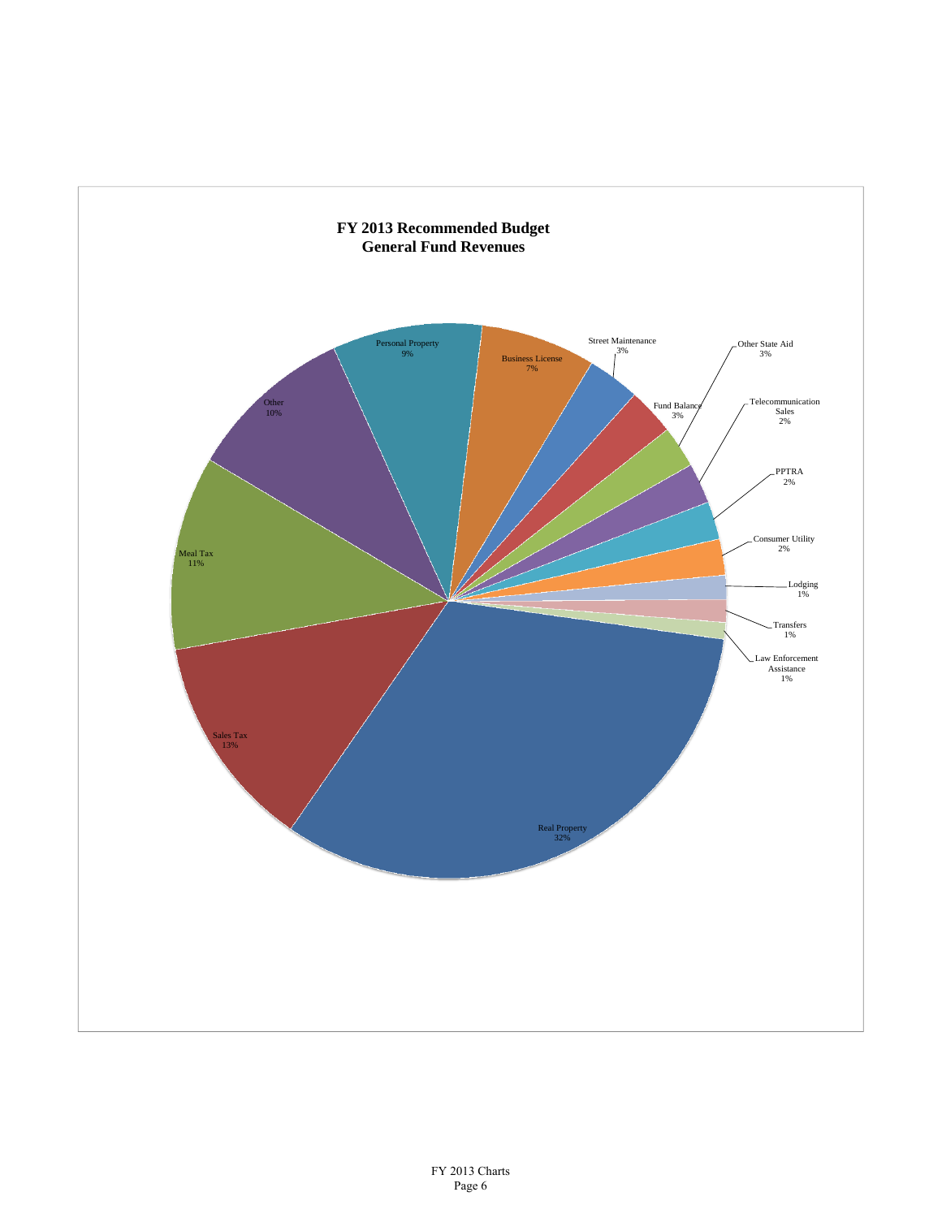**FY 2013 Recommended Budget**
**General Fund Revenues**

Personal Property
9%

Business License
7%

Street Maintenance
3%

Other State Aid
3%

Fund Balance
3%

Telecommunication
Sales
2%

PPTRA
2%

Consumer Utility
2%

Lodging
1%

Transfers
1%

Law Enforcement
Assistance
1%

Other
10%

Meal Tax
11%

Sales Tax
13%

Real Property
32%